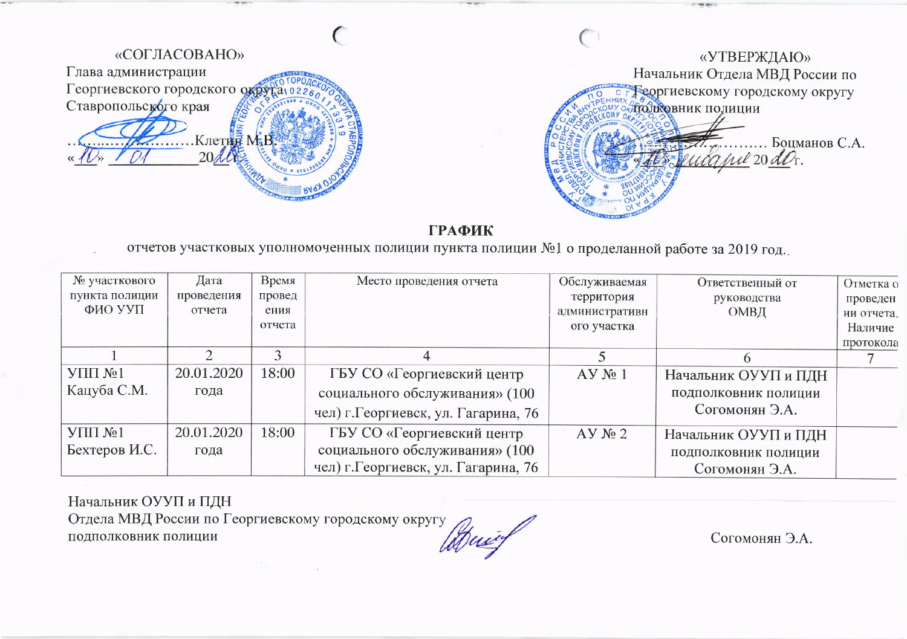«СОГЛАСОВАНО»
Глава администрации
Георгиевского городского округа
Ставропольского края

……………………Клетин М.В.
«10» 01 20 20 г.

«УТВЕРЖДАЮ»
Начальник Отдела МВД России по
Георгиевскому городскому округу
полковник полиции

……………… Боцманов С.А.
«10» января 20 20 г.

## ГРАФИК

отчетов участковых уполномоченных полиции пункта полиции №1 о проделанной работе за 2019 год.

| № участкового пункта полиции ФИО УУП | Дата проведения отчета | Время проведения отчета | Место проведения отчета | Обслуживаемая территория административного участка | Ответственный от руководства ОМВД | Отметка о проведении отчета. Наличие протокола |
|---|---|---|---|---|---|---|
| 1 | 2 | 3 | 4 | 5 | 6 | 7 |
| УПП №1 Кацуба С.М. | 20.01.2020 года | 18:00 | ГБУ СО «Георгиевский центр социального обслуживания» (100 чел) г.Георгиевск, ул. Гагарина, 76 | АУ № 1 | Начальник ОУУП и ПДН подполковник полиции Согомонян Э.А. | |
| УПП №1 Бехтеров И.С. | 20.01.2020 года | 18:00 | ГБУ СО «Георгиевский центр социального обслуживания» (100 чел) г.Георгиевск, ул. Гагарина, 76 | АУ № 2 | Начальник ОУУП и ПДН подполковник полиции Согомонян Э.А. | |

Начальник ОУУП и ПДН
Отдела МВД России по Георгиевскому городскому округу
подполковник полиции Согомонян Э.А.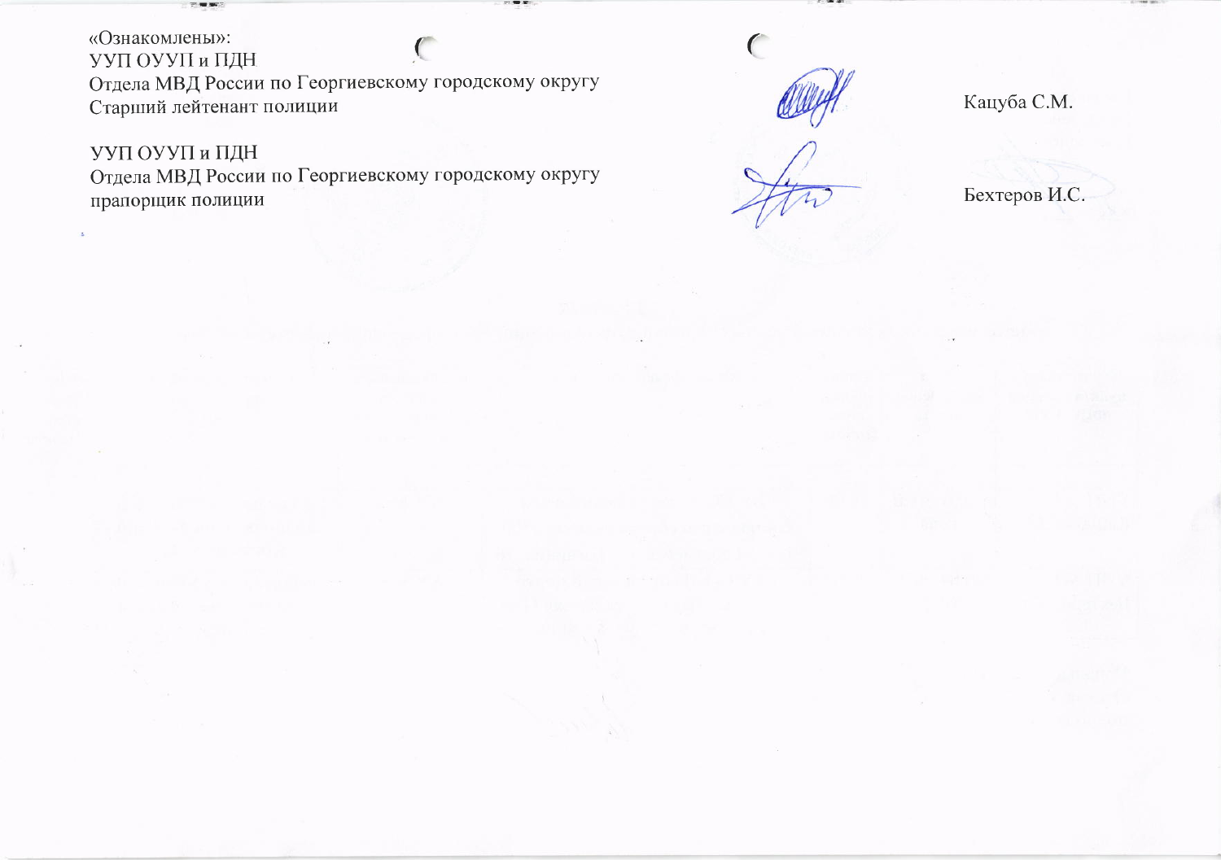«Ознакомлены»:
УУП ОУУП и ПДН
Отдела МВД России по Георгиевскому городскому округу
Старший лейтенант полиции Кацуба С.М.

УУП ОУУП и ПДН
Отдела МВД России по Георгиевскому городскому округу
прапорщик полиции Бехтеров И.С.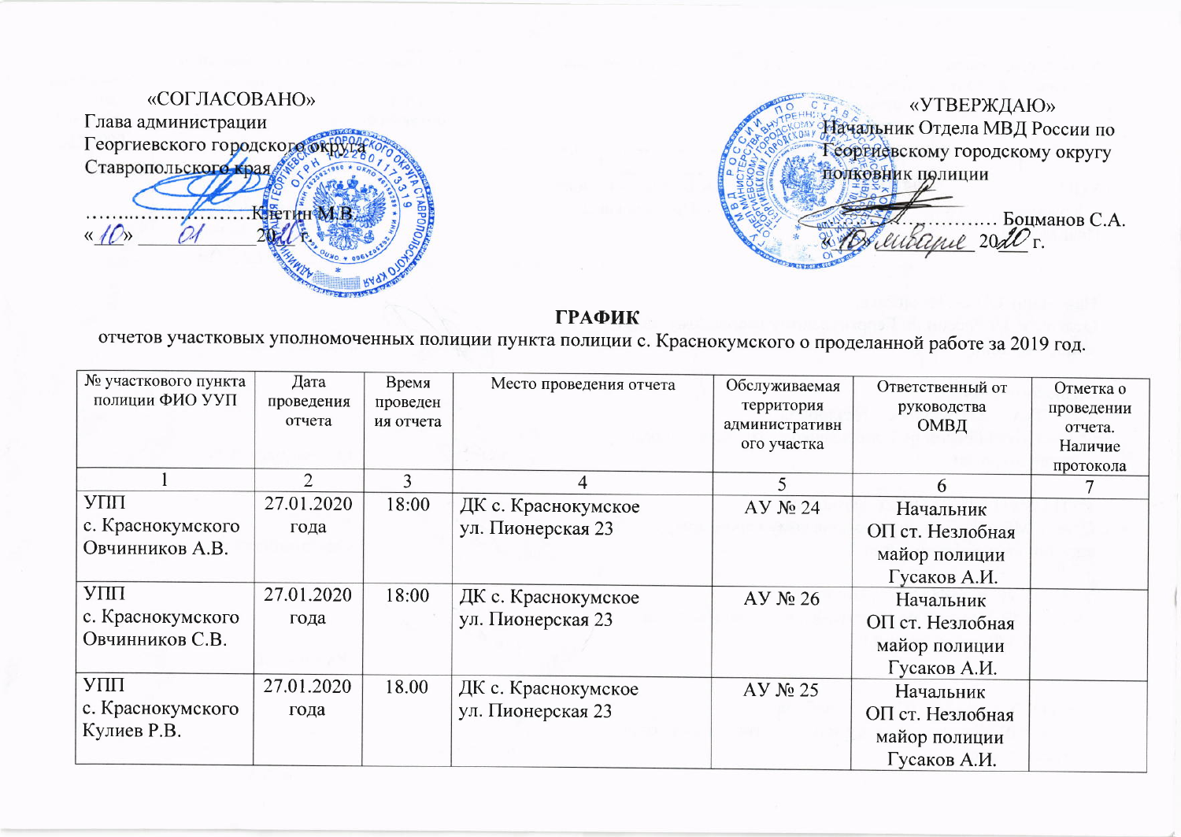«СОГЛАСОВАНО»
Глава администрации
Георгиевского городского округа
Ставропольского края

……………………Клетин М.В.
«10» 01 2020 г.

«УТВЕРЖДАЮ»
Начальник Отдела МВД России по
Георгиевскому городскому округу
полковник полиции

……………… Боцманов С.А.
«10» января 2020 г.

**ГРАФИК**
отчетов участковых уполномоченных полиции пункта полиции с. Краснокумского о проделанной работе за 2019 год.

| № участкового пункта полиции ФИО УУП | Дата проведения отчета | Время проведения отчета | Место проведения отчета | Обслуживаемая территория административного участка | Ответственный от руководства ОМВД | Отметка о проведении отчета. Наличие протокола |
|---|---|---|---|---|---|---|
| 1 | 2 | 3 | 4 | 5 | 6 | 7 |
| УПП с. Краснокумского Овчинников А.В. | 27.01.2020 года | 18:00 | ДК с. Краснокумское ул. Пионерская 23 | АУ № 24 | Начальник ОП ст. Незлобная майор полиции Гусаков А.И. | |
| УПП с. Краснокумского Овчинников С.В. | 27.01.2020 года | 18:00 | ДК с. Краснокумское ул. Пионерская 23 | АУ № 26 | Начальник ОП ст. Незлобная майор полиции Гусаков А.И. | |
| УПП с. Краснокумского Кулиев Р.В. | 27.01.2020 года | 18.00 | ДК с. Краснокумское ул. Пионерская 23 | АУ № 25 | Начальник ОП ст. Незлобная майор полиции Гусаков А.И. | |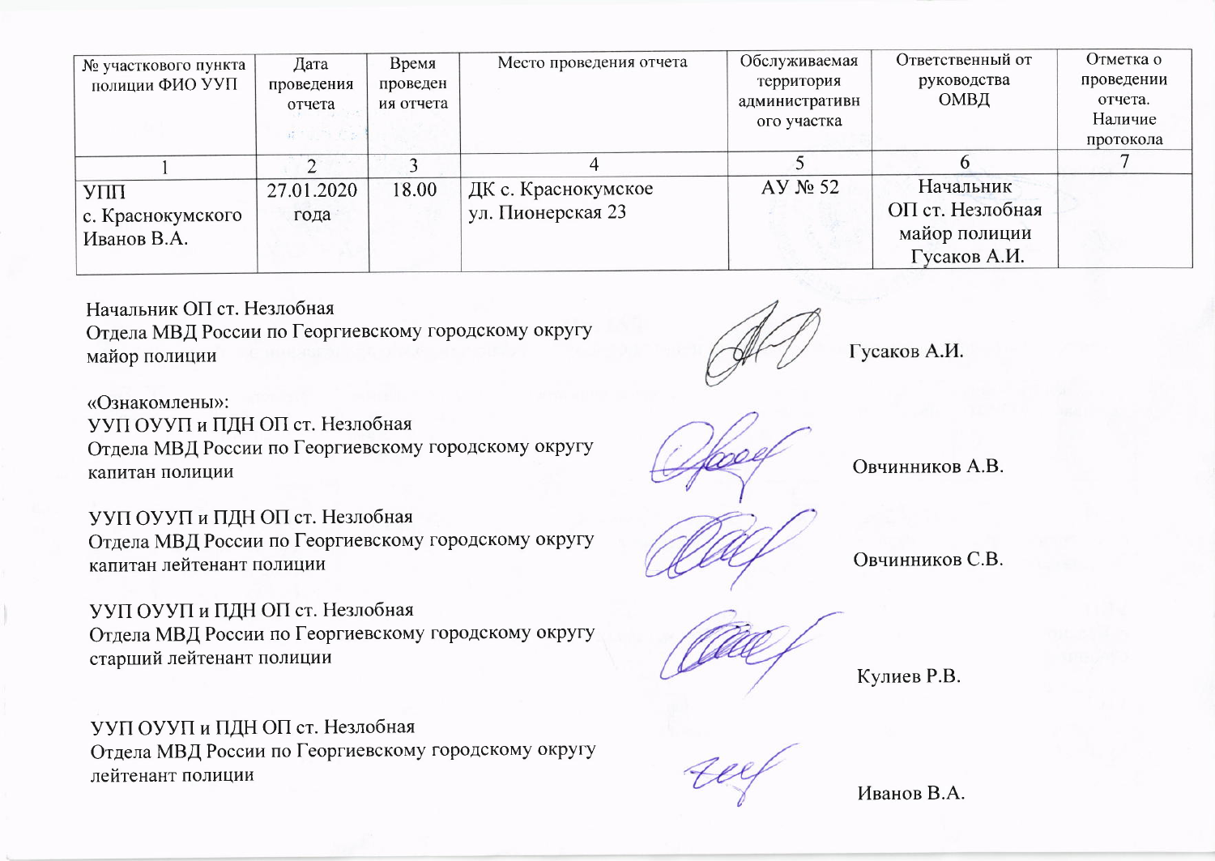| № участкового пункта полиции ФИО УУП | Дата проведения отчета | Время проведения отчета | Место проведения отчета | Обслуживаемая территория административного участка | Ответственный от руководства ОМВД | Отметка о проведении отчета. Наличие протокола |
|---|---|---|---|---|---|---|
| 1 | 2 | 3 | 4 | 5 | 6 | 7 |
| УПП с. Краснокумского Иванов В.А. | 27.01.2020 года | 18.00 | ДК с. Краснокумское ул. Пионерская 23 | АУ № 52 | Начальник ОП ст. Незлобная майор полиции Гусаков А.И. | |

Начальник ОП ст. Незлобная
Отдела МВД России по Георгиевскому городскому округу
майор полиции Гусаков А.И.

«Ознакомлены»:

УУП ОУУП и ПДН ОП ст. Незлобная
Отдела МВД России по Георгиевскому городскому округу
капитан полиции Овчинников А.В.

УУП ОУУП и ПДН ОП ст. Незлобная
Отдела МВД России по Георгиевскому городскому округу
капитан лейтенант полиции Овчинников С.В.

УУП ОУУП и ПДН ОП ст. Незлобная
Отдела МВД России по Георгиевскому городскому округу
старший лейтенант полиции Кулиев Р.В.

УУП ОУУП и ПДН ОП ст. Незлобная
Отдела МВД России по Георгиевскому городскому округу
лейтенант полиции Иванов В.А.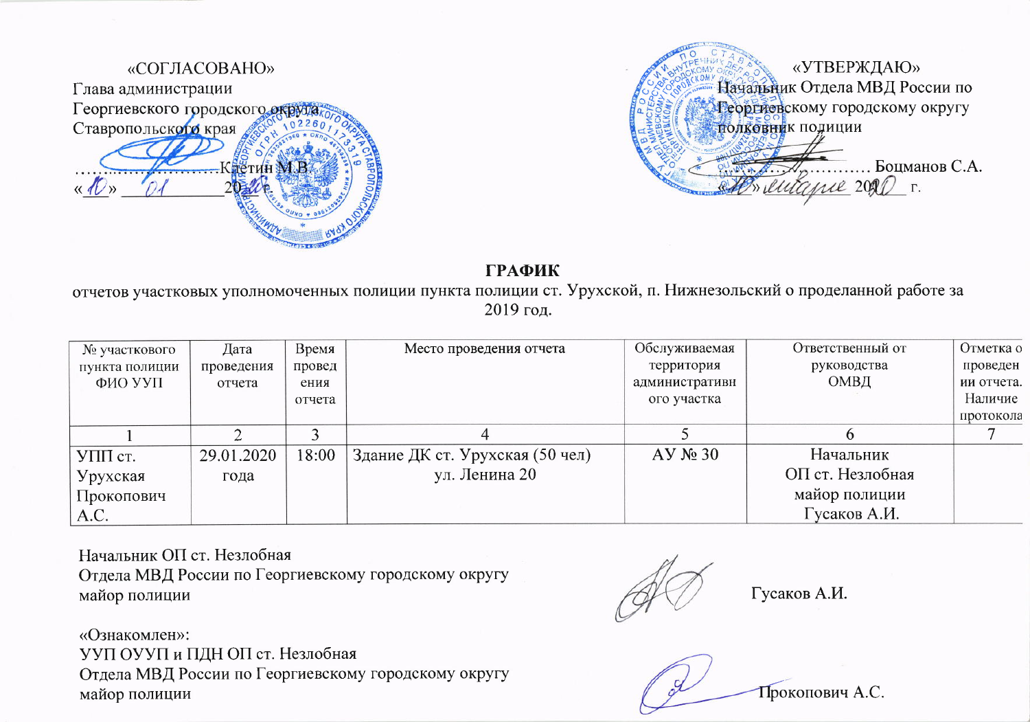«СОГЛАСОВАНО»
Глава администрации
Георгиевского городского округа
Ставропольского края

……………………Клетин М.В.
«10» 01 2020 г.

«УТВЕРЖДАЮ»
Начальник Отдела МВД России по
Георгиевскому городскому округу
полковник полиции

…………………… Боцманов С.А.
«10» января 2020 г.

## ГРАФИК

отчетов участковых уполномоченных полиции пункта полиции ст. Урухской, п. Нижнезольский о проделанной работе за 2019 год.

| № участкового пункта полиции ФИО УУП | Дата проведения отчета | Время проведения отчета | Место проведения отчета | Обслуживаемая территория административного участка | Ответственный от руководства ОМВД | Отметка о проведении отчета. Наличие протокола |
|---|---|---|---|---|---|---|
| 1 | 2 | 3 | 4 | 5 | 6 | 7 |
| УПП ст. Урухская Прокопович А.С. | 29.01.2020 года | 18:00 | Здание ДК ст. Урухская (50 чел) ул. Ленина 20 | АУ № 30 | Начальник ОП ст. Незлобная майор полиции Гусаков А.И. | |

Начальник ОП ст. Незлобная
Отдела МВД России по Георгиевскому городскому округу
майор полиции Гусаков А.И.

«Ознакомлен»:
УУП ОУУП и ПДН ОП ст. Незлобная
Отдела МВД России по Георгиевскому городскому округу
майор полиции Прокопович А.С.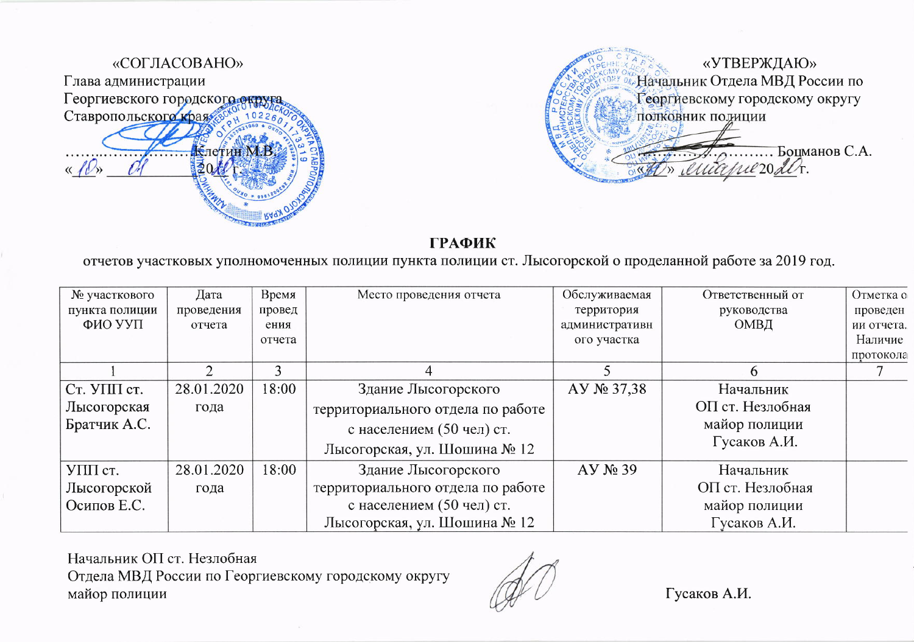«СОГЛАСОВАНО»
Глава администрации
Георгиевского городского округа
Ставропольского края

……………………Клетин М.В.
«10» 01 2020 г.

«УТВЕРЖДАЮ»
Начальник Отдела МВД России по
Георгиевскому городскому округу
полковник полиции

……………………… Боцманов С.А.
«10» января 2020 г.

## ГРАФИК

отчетов участковых уполномоченных полиции пункта полиции ст. Лысогорской о проделанной работе за 2019 год.

| № участкового пункта полиции ФИО УУП | Дата проведения отчета | Время проведения отчета | Место проведения отчета | Обслуживаемая территория административного участка | Ответственный от руководства ОМВД | Отметка о проведении отчета. Наличие протокола |
|---|---|---|---|---|---|---|
| 1 | 2 | 3 | 4 | 5 | 6 | 7 |
| Ст. УПП ст. Лысогорская Братчик А.С. | 28.01.2020 года | 18:00 | Здание Лысогорского территориального отдела по работе с населением (50 чел) ст. Лысогорская, ул. Шошина № 12 | АУ № 37,38 | Начальник ОП ст. Незлобная майор полиции Гусаков А.И. | |
| УПП ст. Лысогорской Осипов Е.С. | 28.01.2020 года | 18:00 | Здание Лысогорского территориального отдела по работе с населением (50 чел) ст. Лысогорская, ул. Шошина № 12 | АУ № 39 | Начальник ОП ст. Незлобная майор полиции Гусаков А.И. | |

Начальник ОП ст. Незлобная
Отдела МВД России по Георгиевскому городскому округу
майор полиции Гусаков А.И.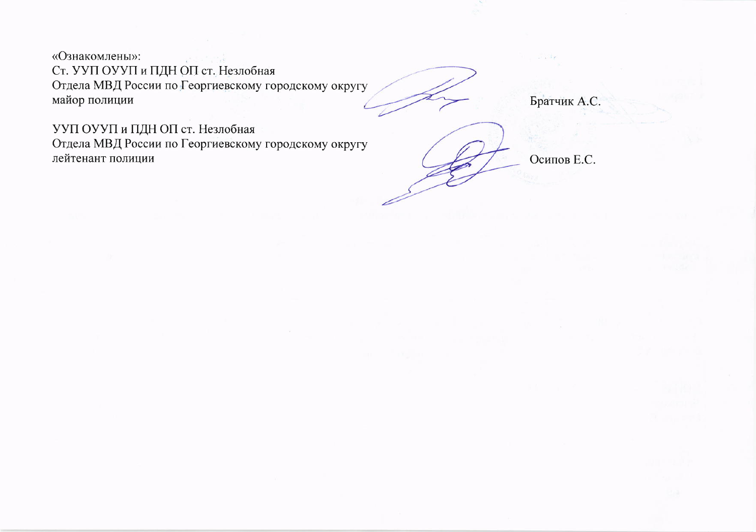«Ознакомлены»:
Ст. УУП ОУУП и ПДН ОП ст. Незлобная
Отдела МВД России по Георгиевскому городскому округу
майор полиции Братчик А.С.

УУП ОУУП и ПДН ОП ст. Незлобная
Отдела МВД России по Георгиевскому городскому округу
лейтенант полиции Осипов Е.С.